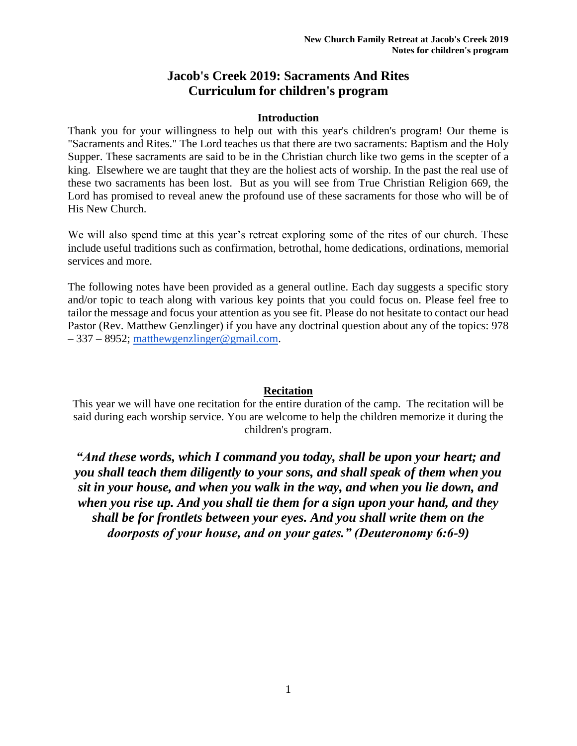# Jacob's Creek 2019: Sacraments And Rites
# Curriculum for children's program

### Introduction

Thank you for your willingness to help out with this year's children's program! Our theme is "Sacraments and Rites." The Lord teaches us that there are two sacraments: Baptism and the Holy Supper. These sacraments are said to be in the Christian church like two gems in the scepter of a king. Elsewhere we are taught that they are the holiest acts of worship. In the past the real use of these two sacraments has been lost. But as you will see from True Christian Religion 669, the Lord has promised to reveal anew the profound use of these sacraments for those who will be of His New Church.

We will also spend time at this year's retreat exploring some of the rites of our church. These include useful traditions such as confirmation, betrothal, home dedications, ordinations, memorial services and more.

The following notes have been provided as a general outline. Each day suggests a specific story and/or topic to teach along with various key points that you could focus on. Please feel free to tailor the message and focus your attention as you see fit. Please do not hesitate to contact our head Pastor (Rev. Matthew Genzlinger) if you have any doctrinal question about any of the topics: 978 – 337 – 8952; matthewgenzlinger@gmail.com.

### Recitation

This year we will have one recitation for the entire duration of the camp. The recitation will be said during each worship service. You are welcome to help the children memorize it during the children's program.

***"And these words, which I command you today, shall be upon your heart; and you shall teach them diligently to your sons, and shall speak of them when you sit in your house, and when you walk in the way, and when you lie down, and when you rise up. And you shall tie them for a sign upon your hand, and they shall be for frontlets between your eyes. And you shall write them on the doorposts of your house, and on your gates." (Deuteronomy 6:6-9)***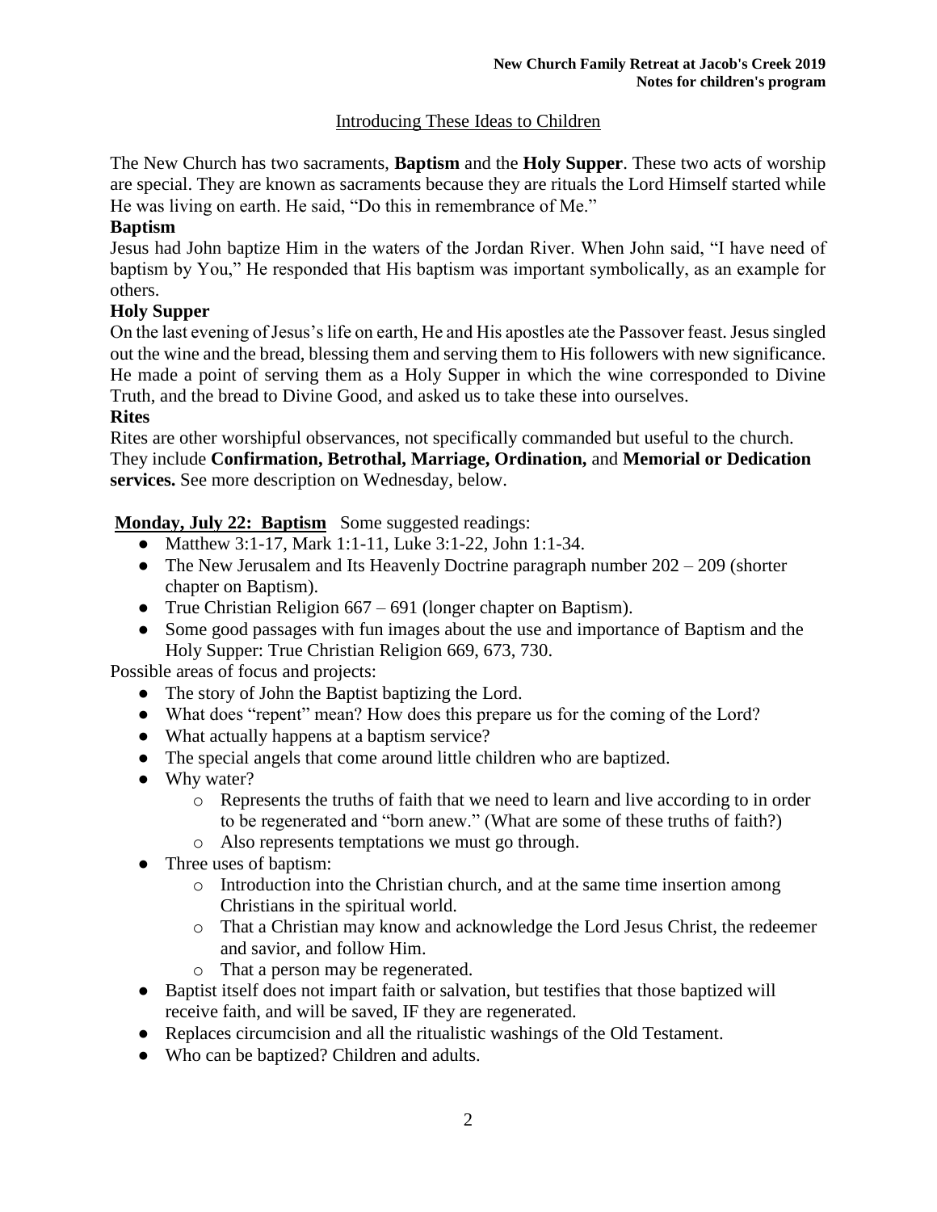## Introducing These Ideas to Children

The New Church has two sacraments, **Baptism** and the **Holy Supper**. These two acts of worship are special. They are known as sacraments because they are rituals the Lord Himself started while He was living on earth. He said, "Do this in remembrance of Me."

**Baptism**

Jesus had John baptize Him in the waters of the Jordan River. When John said, "I have need of baptism by You," He responded that His baptism was important symbolically, as an example for others.

**Holy Supper**

On the last evening of Jesus's life on earth, He and His apostles ate the Passover feast. Jesus singled out the wine and the bread, blessing them and serving them to His followers with new significance. He made a point of serving them as a Holy Supper in which the wine corresponded to Divine Truth, and the bread to Divine Good, and asked us to take these into ourselves.

**Rites**

Rites are other worshipful observances, not specifically commanded but useful to the church. They include **Confirmation, Betrothal, Marriage, Ordination,** and **Memorial or Dedication services.** See more description on Wednesday, below.

**Monday, July 22: Baptism** Some suggested readings:

- Matthew 3:1-17, Mark 1:1-11, Luke 3:1-22, John 1:1-34.
- The New Jerusalem and Its Heavenly Doctrine paragraph number 202 – 209 (shorter chapter on Baptism).
- True Christian Religion 667 – 691 (longer chapter on Baptism).
- Some good passages with fun images about the use and importance of Baptism and the Holy Supper: True Christian Religion 669, 673, 730.

Possible areas of focus and projects:

- The story of John the Baptist baptizing the Lord.
- What does "repent" mean? How does this prepare us for the coming of the Lord?
- What actually happens at a baptism service?
- The special angels that come around little children who are baptized.
- Why water?
  - Represents the truths of faith that we need to learn and live according to in order to be regenerated and "born anew." (What are some of these truths of faith?)
  - Also represents temptations we must go through.
- Three uses of baptism:
  - Introduction into the Christian church, and at the same time insertion among Christians in the spiritual world.
  - That a Christian may know and acknowledge the Lord Jesus Christ, the redeemer and savior, and follow Him.
  - That a person may be regenerated.
- Baptist itself does not impart faith or salvation, but testifies that those baptized will receive faith, and will be saved, IF they are regenerated.
- Replaces circumcision and all the ritualistic washings of the Old Testament.
- Who can be baptized? Children and adults.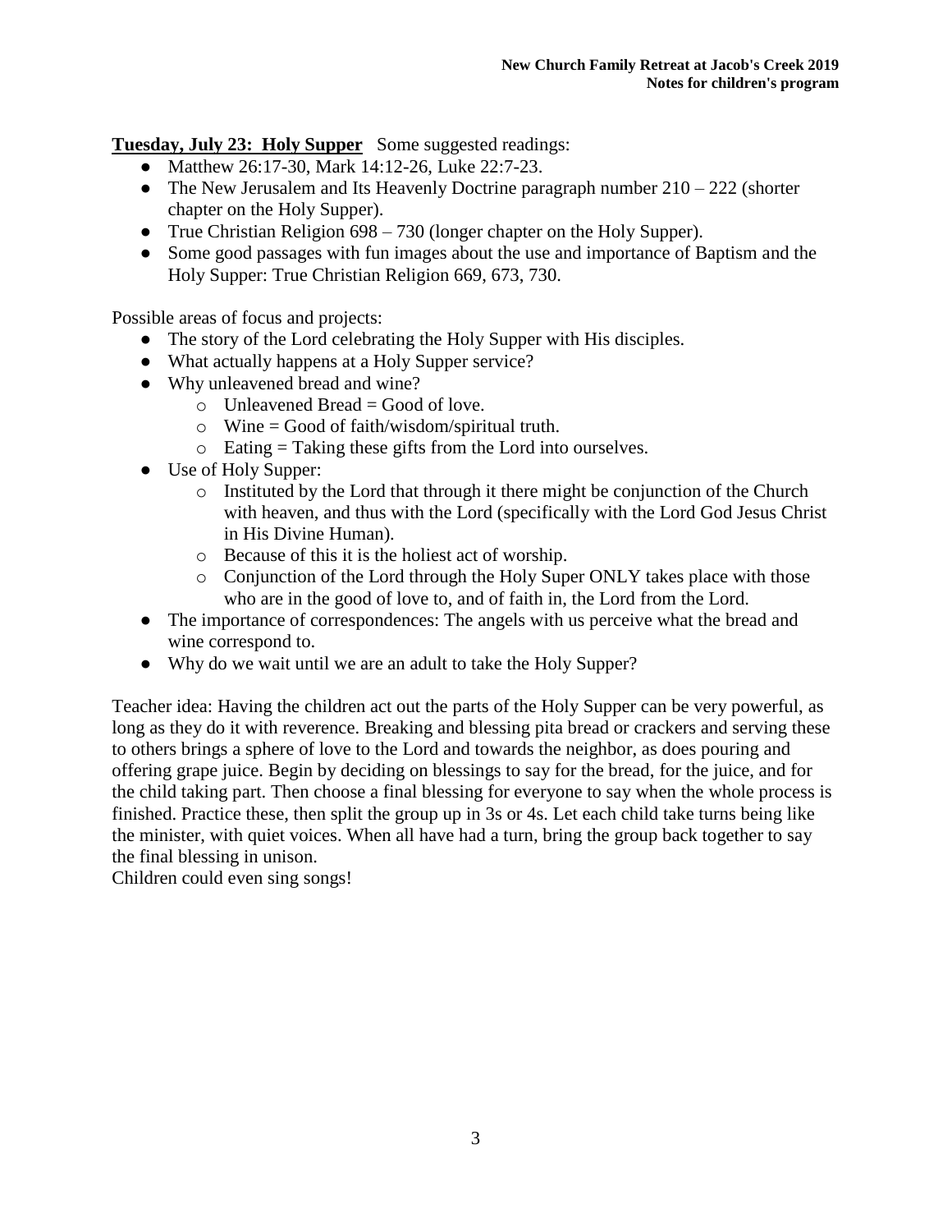**Tuesday, July 23: Holy Supper** Some suggested readings:

- Matthew 26:17-30, Mark 14:12-26, Luke 22:7-23.
- The New Jerusalem and Its Heavenly Doctrine paragraph number 210 – 222 (shorter chapter on the Holy Supper).
- True Christian Religion 698 – 730 (longer chapter on the Holy Supper).
- Some good passages with fun images about the use and importance of Baptism and the Holy Supper: True Christian Religion 669, 673, 730.

Possible areas of focus and projects:

- The story of the Lord celebrating the Holy Supper with His disciples.
- What actually happens at a Holy Supper service?
- Why unleavened bread and wine?
    - Unleavened Bread = Good of love.
    - Wine = Good of faith/wisdom/spiritual truth.
    - Eating = Taking these gifts from the Lord into ourselves.
- Use of Holy Supper:
    - Instituted by the Lord that through it there might be conjunction of the Church with heaven, and thus with the Lord (specifically with the Lord God Jesus Christ in His Divine Human).
    - Because of this it is the holiest act of worship.
    - Conjunction of the Lord through the Holy Super ONLY takes place with those who are in the good of love to, and of faith in, the Lord from the Lord.
- The importance of correspondences: The angels with us perceive what the bread and wine correspond to.
- Why do we wait until we are an adult to take the Holy Supper?

Teacher idea: Having the children act out the parts of the Holy Supper can be very powerful, as long as they do it with reverence. Breaking and blessing pita bread or crackers and serving these to others brings a sphere of love to the Lord and towards the neighbor, as does pouring and offering grape juice. Begin by deciding on blessings to say for the bread, for the juice, and for the child taking part. Then choose a final blessing for everyone to say when the whole process is finished. Practice these, then split the group up in 3s or 4s. Let each child take turns being like the minister, with quiet voices. When all have had a turn, bring the group back together to say the final blessing in unison.

Children could even sing songs!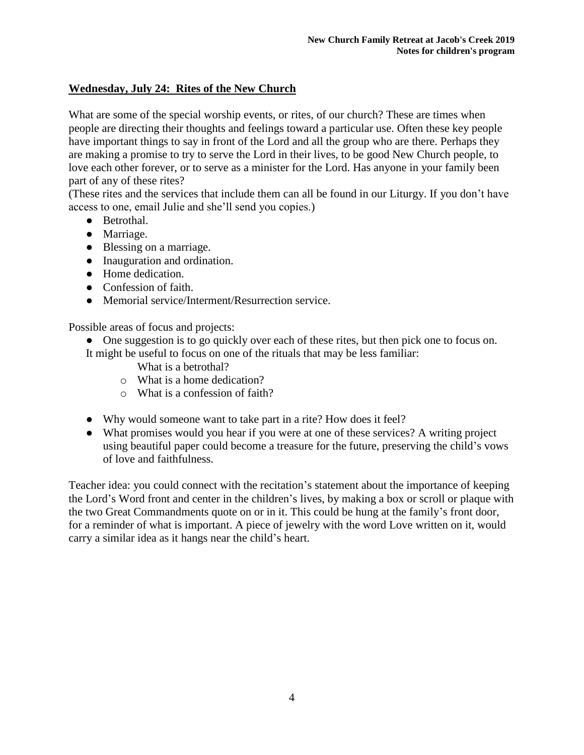**Wednesday, July 24: Rites of the New Church**

What are some of the special worship events, or rites, of our church? These are times when people are directing their thoughts and feelings toward a particular use. Often these key people have important things to say in front of the Lord and all the group who are there. Perhaps they are making a promise to try to serve the Lord in their lives, to be good New Church people, to love each other forever, or to serve as a minister for the Lord. Has anyone in your family been part of any of these rites?

(These rites and the services that include them can all be found in our Liturgy. If you don't have access to one, email Julie and she'll send you copies.)

- Betrothal.
- Marriage.
- Blessing on a marriage.
- Inauguration and ordination.
- Home dedication.
- Confession of faith.
- Memorial service/Interment/Resurrection service.

Possible areas of focus and projects:

- One suggestion is to go quickly over each of these rites, but then pick one to focus on. It might be useful to focus on one of the rituals that may be less familiar:
  - What is a betrothal?
  - What is a home dedication?
  - What is a confession of faith?
- Why would someone want to take part in a rite? How does it feel?
- What promises would you hear if you were at one of these services? A writing project using beautiful paper could become a treasure for the future, preserving the child's vows of love and faithfulness.

Teacher idea: you could connect with the recitation's statement about the importance of keeping the Lord's Word front and center in the children's lives, by making a box or scroll or plaque with the two Great Commandments quote on or in it. This could be hung at the family's front door, for a reminder of what is important. A piece of jewelry with the word Love written on it, would carry a similar idea as it hangs near the child's heart.